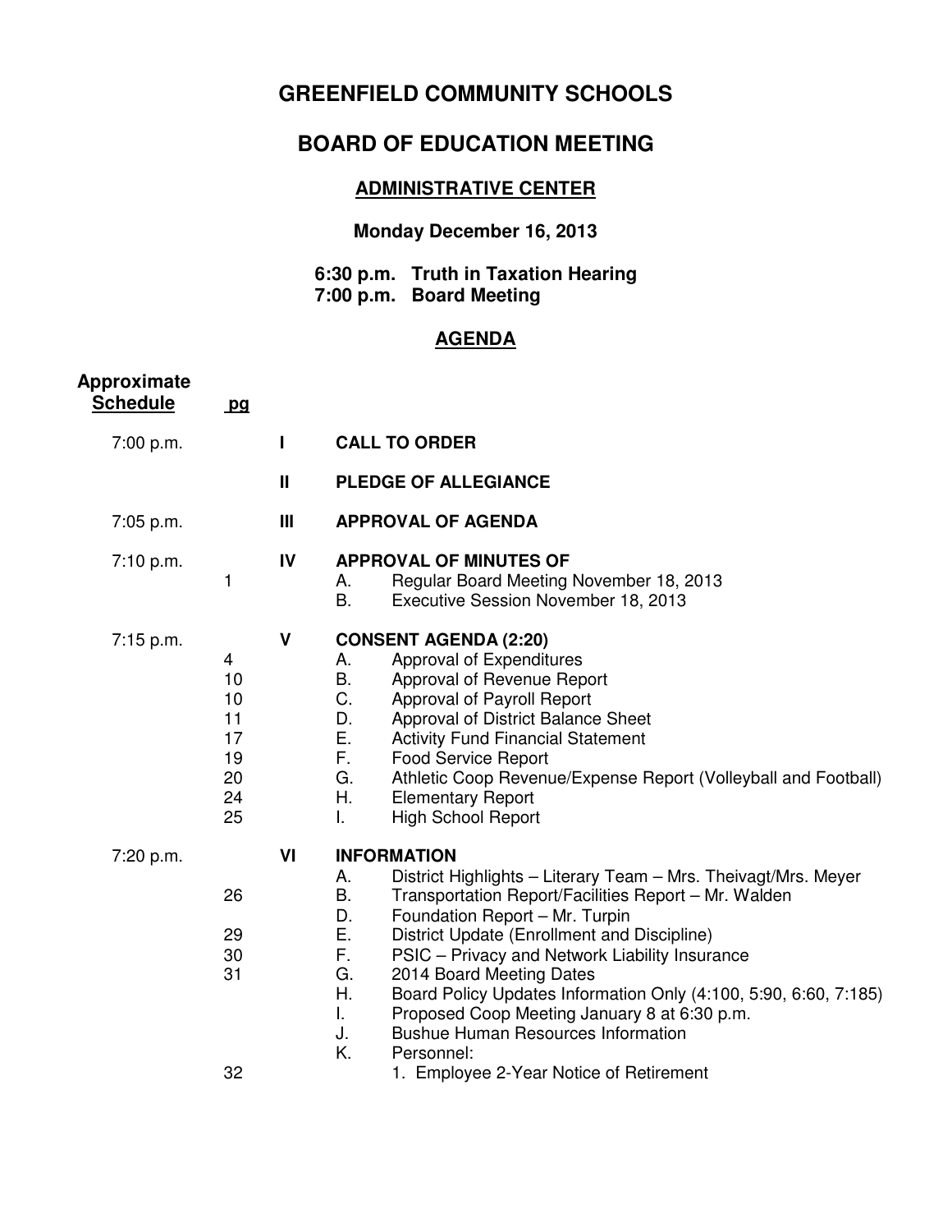# GREENFIELD COMMUNITY SCHOOLS

## BOARD OF EDUCATION MEETING

### ADMINISTRATIVE CENTER

**Monday December 16, 2013**

**6:30 p.m. Truth in Taxation Hearing**
**7:00 p.m. Board Meeting**

### AGENDA

| Approximate Schedule | pg | | | |
|---|---|---|---|---|
| 7:00 p.m. | | **I** | **CALL TO ORDER** | |
| | | **II** | **PLEDGE OF ALLEGIANCE** | |
| 7:05 p.m. | | **III** | **APPROVAL OF AGENDA** | |
| 7:10 p.m. | | **IV** | **APPROVAL OF MINUTES OF** | |
| | 1 | | A. | Regular Board Meeting November 18, 2013 |
| | | | B. | Executive Session November 18, 2013 |
| 7:15 p.m. | | **V** | **CONSENT AGENDA (2:20)** | |
| | 4 | | A. | Approval of Expenditures |
| | 10 | | B. | Approval of Revenue Report |
| | 10 | | C. | Approval of Payroll Report |
| | 11 | | D. | Approval of District Balance Sheet |
| | 17 | | E. | Activity Fund Financial Statement |
| | 19 | | F. | Food Service Report |
| | 20 | | G. | Athletic Coop Revenue/Expense Report (Volleyball and Football) |
| | 24 | | H. | Elementary Report |
| | 25 | | I. | High School Report |
| 7:20 p.m. | | **VI** | **INFORMATION** | |
| | | | A. | District Highlights – Literary Team – Mrs. Theivagt/Mrs. Meyer |
| | 26 | | B. | Transportation Report/Facilities Report – Mr. Walden |
| | | | D. | Foundation Report – Mr. Turpin |
| | 29 | | E. | District Update (Enrollment and Discipline) |
| | 30 | | F. | PSIC – Privacy and Network Liability Insurance |
| | 31 | | G. | 2014 Board Meeting Dates |
| | | | H. | Board Policy Updates Information Only (4:100, 5:90, 6:60, 7:185) |
| | | | I. | Proposed Coop Meeting January 8 at 6:30 p.m. |
| | | | J. | Bushue Human Resources Information |
| | | | K. | Personnel: |
| | 32 | | | 1. Employee 2-Year Notice of Retirement |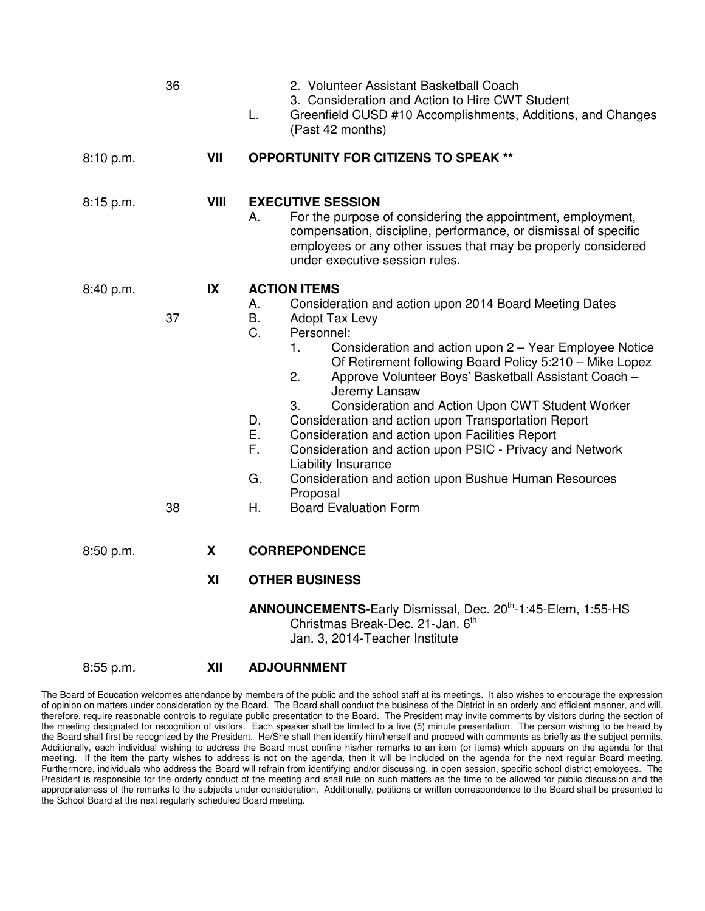36 — 2. Volunteer Assistant Basketball Coach
3. Consideration and Action to Hire CWT Student

L. Greenfield CUSD #10 Accomplishments, Additions, and Changes (Past 42 months)

8:10 p.m. **VII** **OPPORTUNITY FOR CITIZENS TO SPEAK \*\***

8:15 p.m. **VIII** **EXECUTIVE SESSION**

A. For the purpose of considering the appointment, employment, compensation, discipline, performance, or dismissal of specific employees or any other issues that may be properly considered under executive session rules.

8:40 p.m. **IX** **ACTION ITEMS**

A. Consideration and action upon 2014 Board Meeting Dates

37 — B. Adopt Tax Levy

C. Personnel:
1. Consideration and action upon 2 – Year Employee Notice Of Retirement following Board Policy 5:210 – Mike Lopez
2. Approve Volunteer Boys' Basketball Assistant Coach – Jeremy Lansaw
3. Consideration and Action Upon CWT Student Worker

D. Consideration and action upon Transportation Report

E. Consideration and action upon Facilities Report

F. Consideration and action upon PSIC - Privacy and Network Liability Insurance

G. Consideration and action upon Bushue Human Resources Proposal

38 — H. Board Evaluation Form

8:50 p.m. **X** **CORREPONDENCE**

**XI** **OTHER BUSINESS**

**ANNOUNCEMENTS-**Early Dismissal, Dec. 20th-1:45-Elem, 1:55-HS
Christmas Break-Dec. 21-Jan. 6th
Jan. 3, 2014-Teacher Institute

8:55 p.m. **XII** **ADJOURNMENT**

The Board of Education welcomes attendance by members of the public and the school staff at its meetings. It also wishes to encourage the expression of opinion on matters under consideration by the Board. The Board shall conduct the business of the District in an orderly and efficient manner, and will, therefore, require reasonable controls to regulate public presentation to the Board. The President may invite comments by visitors during the section of the meeting designated for recognition of visitors. Each speaker shall be limited to a five (5) minute presentation. The person wishing to be heard by the Board shall first be recognized by the President. He/She shall then identify him/herself and proceed with comments as briefly as the subject permits. Additionally, each individual wishing to address the Board must confine his/her remarks to an item (or items) which appears on the agenda for that meeting. If the item the party wishes to address is not on the agenda, then it will be included on the agenda for the next regular Board meeting. Furthermore, individuals who address the Board will refrain from identifying and/or discussing, in open session, specific school district employees. The President is responsible for the orderly conduct of the meeting and shall rule on such matters as the time to be allowed for public discussion and the appropriateness of the remarks to the subjects under consideration. Additionally, petitions or written correspondence to the Board shall be presented to the School Board at the next regularly scheduled Board meeting.